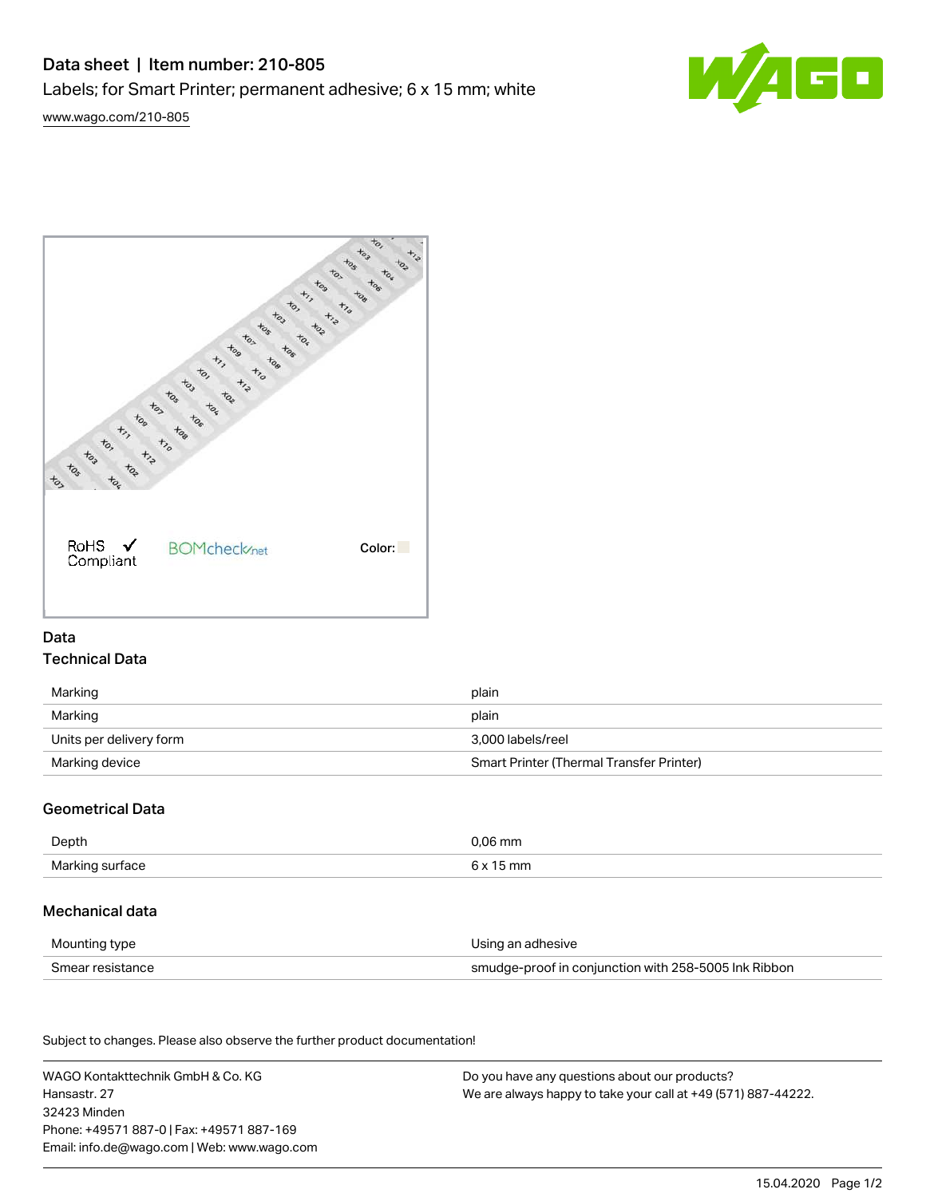# Data sheet | Item number: 210-805

Labels; for Smart Printer; permanent adhesive; 6 x 15 mm; white

[www.wago.com/210-805](http://www.wago.com/210-805)

RoHS ✓ Compliant

BOMcheck.net

Color:

## Data

### Technical Data

| | |
|---|---|
| Marking | plain |
| Marking | plain |
| Units per delivery form | 3,000 labels/reel |
| Marking device | Smart Printer (Thermal Transfer Printer) |

### Geometrical Data

| | |
|---|---|
| Depth | 0,06 mm |
| Marking surface | 6 x 15 mm |

### Mechanical data

| | |
|---|---|
| Mounting type | Using an adhesive |
| Smear resistance | smudge-proof in conjunction with 258-5005 Ink Ribbon |

Subject to changes. Please also observe the further product documentation!

WAGO Kontakttechnik GmbH & Co. KG
Hansastr. 27
32423 Minden
Phone: +49571 887-0 | Fax: +49571 887-169
Email: info.de@wago.com | Web: www.wago.com

Do you have any questions about our products?
We are always happy to take your call at +49 (571) 887-44222.

15.04.2020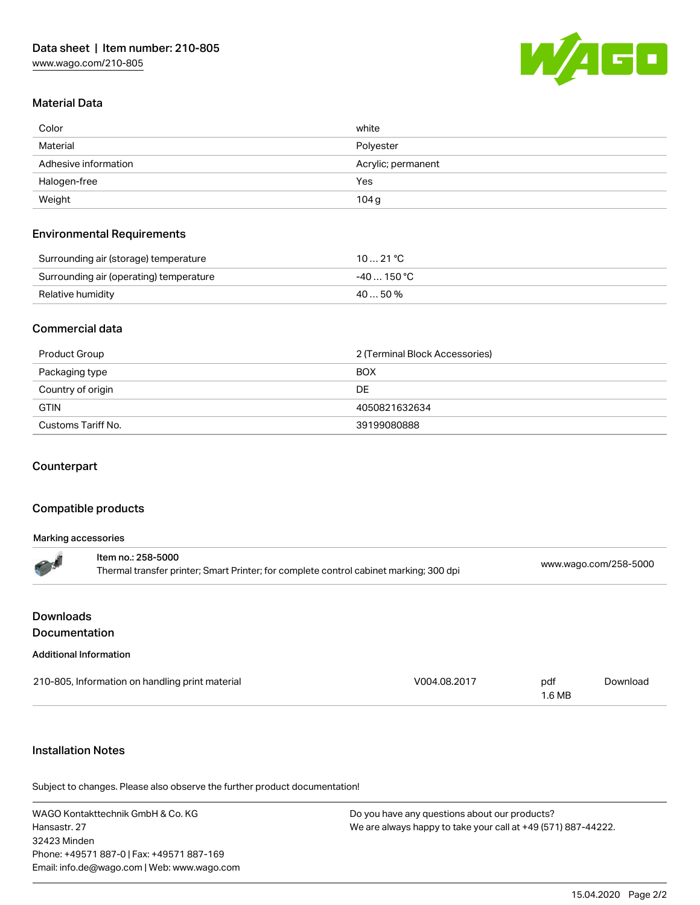### Material Data

| | |
|---|---|
| Color | white |
| Material | Polyester |
| Adhesive information | Acrylic; permanent |
| Halogen-free | Yes |
| Weight | 104 g |

### Environmental Requirements

| | |
|---|---|
| Surrounding air (storage) temperature | 10 … 21 °C |
| Surrounding air (operating) temperature | -40 … 150 °C |
| Relative humidity | 40 … 50 % |

### Commercial data

| | |
|---|---|
| Product Group | 2 (Terminal Block Accessories) |
| Packaging type | BOX |
| Country of origin | DE |
| GTIN | 4050821632634 |
| Customs Tariff No. | 39199080888 |

### Counterpart

### Compatible products

#### Marking accessories

| | |
|---|---|
| **Item no.: 258-5000**<br>Thermal transfer printer; Smart Printer; for complete control cabinet marking; 300 dpi | www.wago.com/258-5000 |

### Downloads
### Documentation

#### Additional Information

| | | | |
|---|---|---|---|
| 210-805, Information on handling print material | V004.08.2017 | pdf<br>1.6 MB | Download |

### Installation Notes

Subject to changes. Please also observe the further product documentation!

WAGO Kontakttechnik GmbH & Co. KG
Hansastr. 27
32423 Minden
Phone: +49571 887-0 | Fax: +49571 887-169
Email: info.de@wago.com | Web: www.wago.com

Do you have any questions about our products?
We are always happy to take your call at +49 (571) 887-44222.

15.04.2020